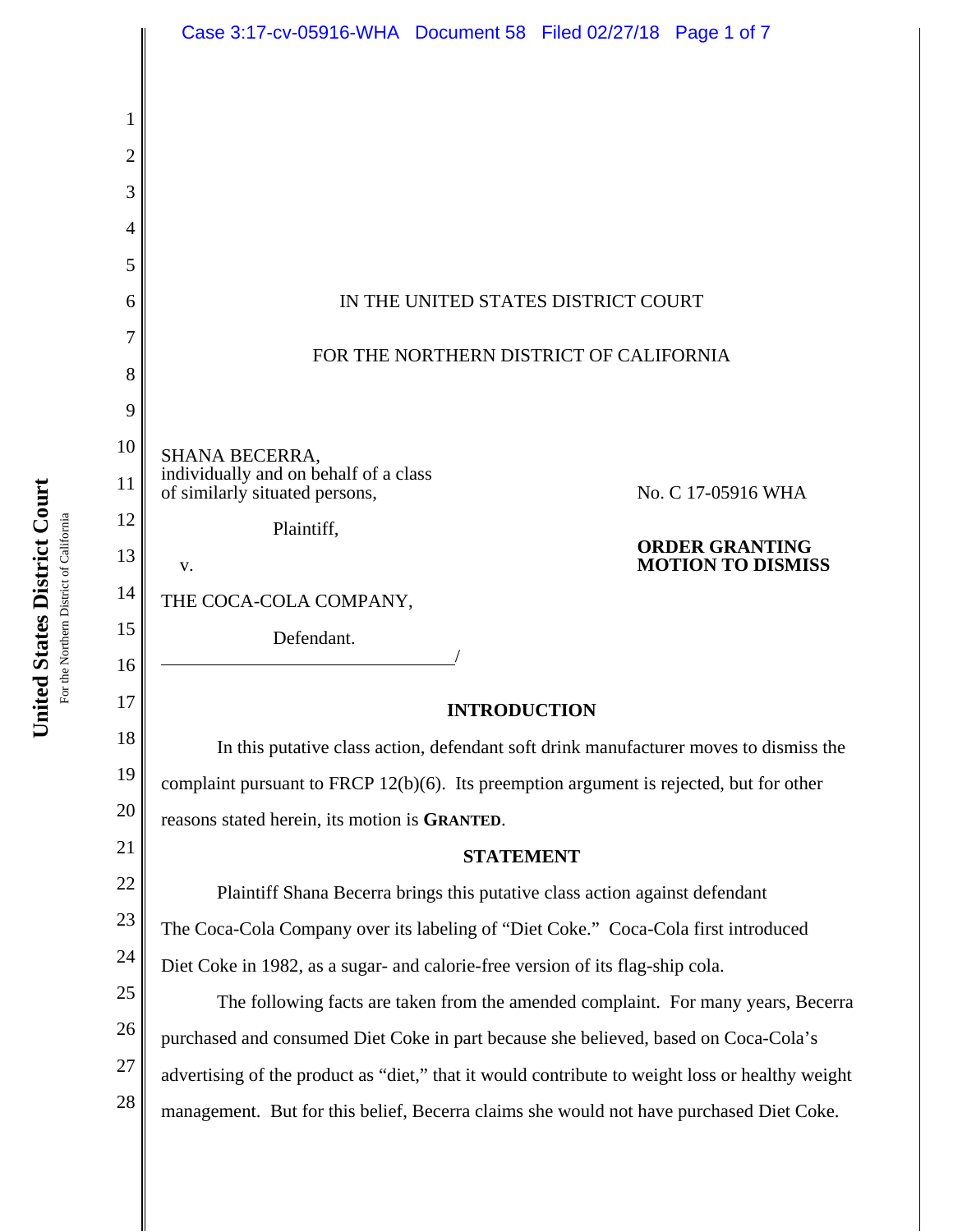IN THE UNITED STATES DISTRICT COURT

FOR THE NORTHERN DISTRICT OF CALIFORNIA

SHANA BECERRA,
individually and on behalf of a class
of similarly situated persons,

Plaintiff,

v.

THE COCA-COLA COMPANY,

Defendant.
_______________________________/

No. C 17-05916 WHA

**ORDER GRANTING MOTION TO DISMISS**

## INTRODUCTION

In this putative class action, defendant soft drink manufacturer moves to dismiss the complaint pursuant to FRCP 12(b)(6). Its preemption argument is rejected, but for other reasons stated herein, its motion is **GRANTED**.

## STATEMENT

Plaintiff Shana Becerra brings this putative class action against defendant The Coca-Cola Company over its labeling of "Diet Coke." Coca-Cola first introduced Diet Coke in 1982, as a sugar- and calorie-free version of its flag-ship cola.

The following facts are taken from the amended complaint. For many years, Becerra purchased and consumed Diet Coke in part because she believed, based on Coca-Cola's advertising of the product as "diet," that it would contribute to weight loss or healthy weight management. But for this belief, Becerra claims she would not have purchased Diet Coke.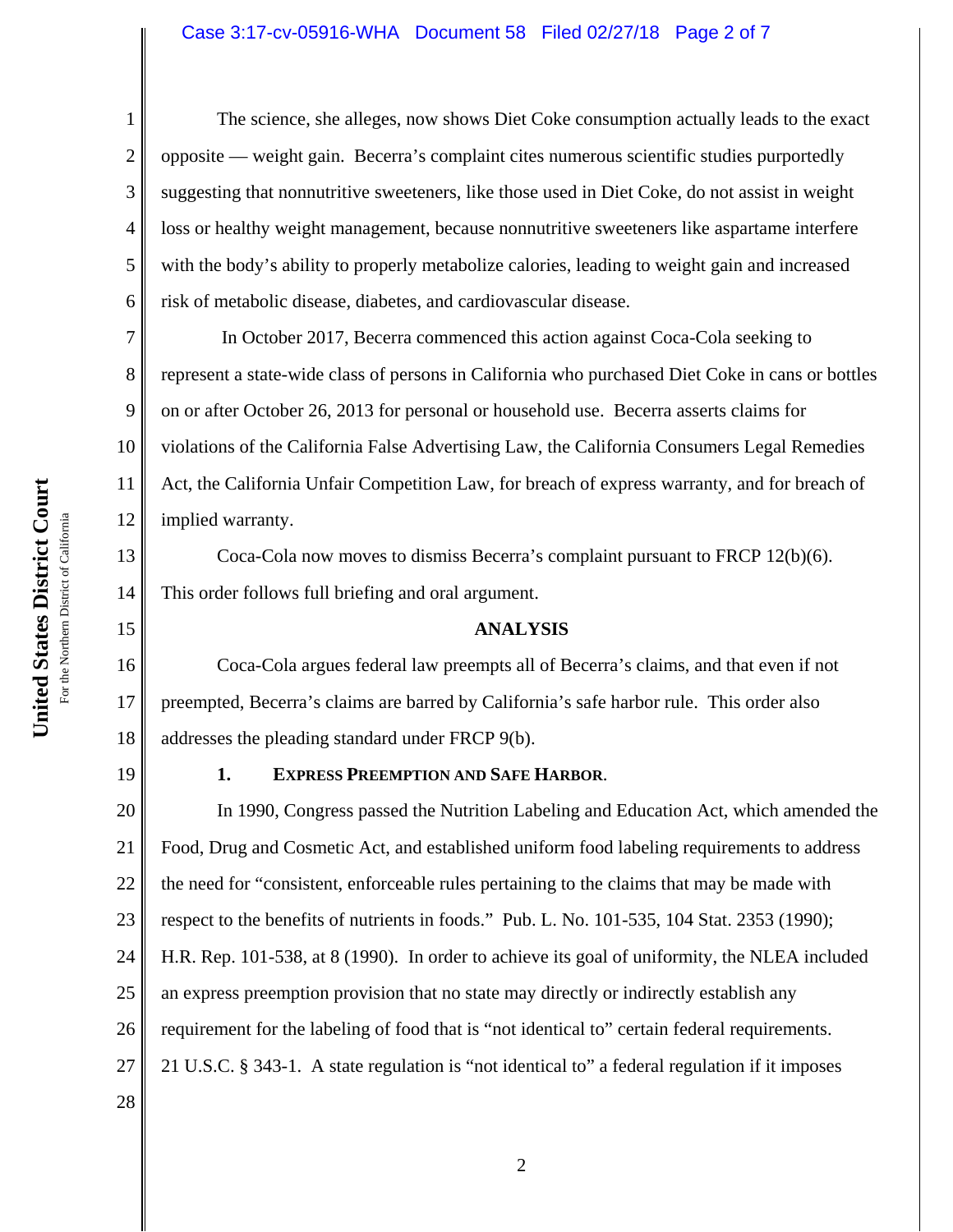The science, she alleges, now shows Diet Coke consumption actually leads to the exact opposite — weight gain. Becerra's complaint cites numerous scientific studies purportedly suggesting that nonnutritive sweeteners, like those used in Diet Coke, do not assist in weight loss or healthy weight management, because nonnutritive sweeteners like aspartame interfere with the body's ability to properly metabolize calories, leading to weight gain and increased risk of metabolic disease, diabetes, and cardiovascular disease.

In October 2017, Becerra commenced this action against Coca-Cola seeking to represent a state-wide class of persons in California who purchased Diet Coke in cans or bottles on or after October 26, 2013 for personal or household use. Becerra asserts claims for violations of the California False Advertising Law, the California Consumers Legal Remedies Act, the California Unfair Competition Law, for breach of express warranty, and for breach of implied warranty.

Coca-Cola now moves to dismiss Becerra's complaint pursuant to FRCP 12(b)(6). This order follows full briefing and oral argument.

## ANALYSIS

Coca-Cola argues federal law preempts all of Becerra's claims, and that even if not preempted, Becerra's claims are barred by California's safe harbor rule. This order also addresses the pleading standard under FRCP 9(b).

### 1. EXPRESS PREEMPTION AND SAFE HARBOR.

In 1990, Congress passed the Nutrition Labeling and Education Act, which amended the Food, Drug and Cosmetic Act, and established uniform food labeling requirements to address the need for "consistent, enforceable rules pertaining to the claims that may be made with respect to the benefits of nutrients in foods." Pub. L. No. 101-535, 104 Stat. 2353 (1990); H.R. Rep. 101-538, at 8 (1990). In order to achieve its goal of uniformity, the NLEA included an express preemption provision that no state may directly or indirectly establish any requirement for the labeling of food that is "not identical to" certain federal requirements. 21 U.S.C. § 343-1. A state regulation is "not identical to" a federal regulation if it imposes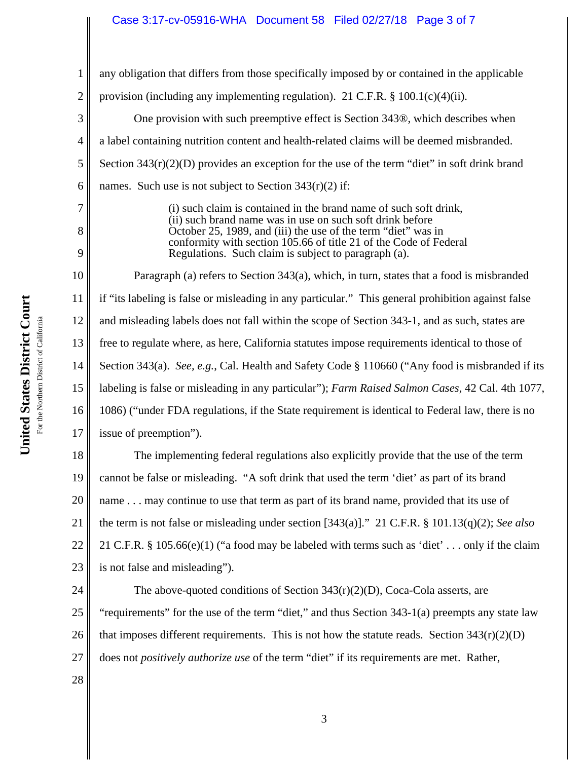any obligation that differs from those specifically imposed by or contained in the applicable provision (including any implementing regulation). 21 C.F.R. § 100.1(c)(4)(ii).

One provision with such preemptive effect is Section 343®, which describes when a label containing nutrition content and health-related claims will be deemed misbranded. Section 343(r)(2)(D) provides an exception for the use of the term "diet" in soft drink brand names. Such use is not subject to Section 343(r)(2) if:

> (i) such claim is contained in the brand name of such soft drink, (ii) such brand name was in use on such soft drink before October 25, 1989, and (iii) the use of the term "diet" was in conformity with section 105.66 of title 21 of the Code of Federal Regulations. Such claim is subject to paragraph (a).

Paragraph (a) refers to Section 343(a), which, in turn, states that a food is misbranded if "its labeling is false or misleading in any particular." This general prohibition against false and misleading labels does not fall within the scope of Section 343-1, and as such, states are free to regulate where, as here, California statutes impose requirements identical to those of Section 343(a). *See, e.g.*, Cal. Health and Safety Code § 110660 ("Any food is misbranded if its labeling is false or misleading in any particular"); *Farm Raised Salmon Cases*, 42 Cal. 4th 1077, 1086) ("under FDA regulations, if the State requirement is identical to Federal law, there is no issue of preemption").

The implementing federal regulations also explicitly provide that the use of the term cannot be false or misleading. "A soft drink that used the term 'diet' as part of its brand name . . . may continue to use that term as part of its brand name, provided that its use of the term is not false or misleading under section [343(a)]." 21 C.F.R. § 101.13(q)(2); *See also* 21 C.F.R. § 105.66(e)(1) ("a food may be labeled with terms such as 'diet' . . . only if the claim is not false and misleading").

The above-quoted conditions of Section 343(r)(2)(D), Coca-Cola asserts, are "requirements" for the use of the term "diet," and thus Section 343-1(a) preempts any state law that imposes different requirements. This is not how the statute reads. Section 343(r)(2)(D) does not *positively authorize use* of the term "diet" if its requirements are met. Rather,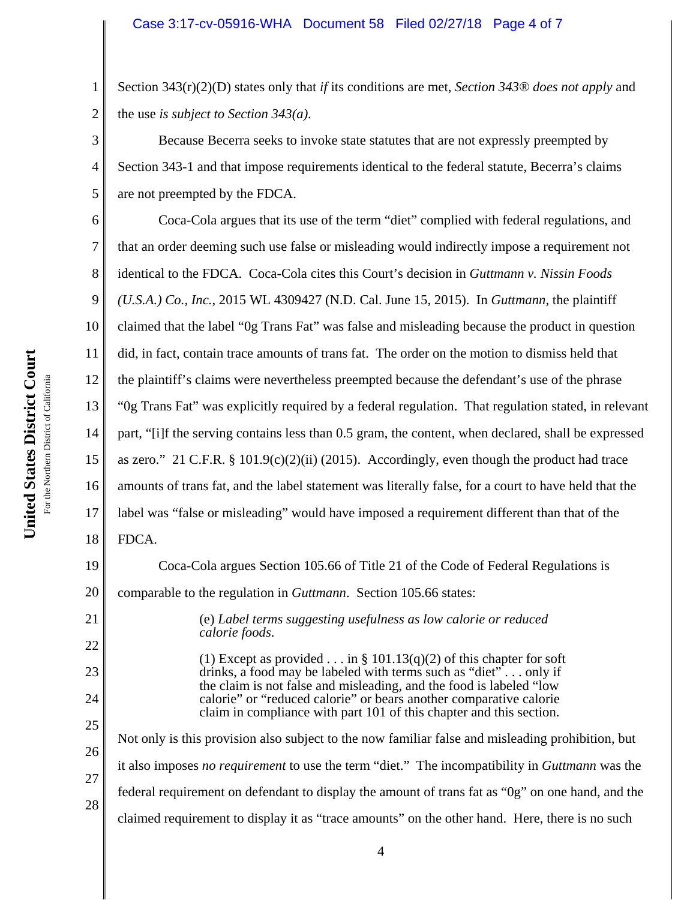Section 343(r)(2)(D) states only that *if* its conditions are met, *Section 343® does not apply* and the use *is subject to Section 343(a)*.

Because Becerra seeks to invoke state statutes that are not expressly preempted by Section 343-1 and that impose requirements identical to the federal statute, Becerra's claims are not preempted by the FDCA.

Coca-Cola argues that its use of the term "diet" complied with federal regulations, and that an order deeming such use false or misleading would indirectly impose a requirement not identical to the FDCA. Coca-Cola cites this Court's decision in *Guttmann v. Nissin Foods (U.S.A.) Co., Inc.*, 2015 WL 4309427 (N.D. Cal. June 15, 2015). In *Guttmann*, the plaintiff claimed that the label "0g Trans Fat" was false and misleading because the product in question did, in fact, contain trace amounts of trans fat. The order on the motion to dismiss held that the plaintiff's claims were nevertheless preempted because the defendant's use of the phrase "0g Trans Fat" was explicitly required by a federal regulation. That regulation stated, in relevant part, "[i]f the serving contains less than 0.5 gram, the content, when declared, shall be expressed as zero." 21 C.F.R. § 101.9(c)(2)(ii) (2015). Accordingly, even though the product had trace amounts of trans fat, and the label statement was literally false, for a court to have held that the label was "false or misleading" would have imposed a requirement different than that of the FDCA.

Coca-Cola argues Section 105.66 of Title 21 of the Code of Federal Regulations is comparable to the regulation in *Guttmann*. Section 105.66 states:

> (e) *Label terms suggesting usefulness as low calorie or reduced calorie foods.*
>
> (1) Except as provided . . . in § 101.13(q)(2) of this chapter for soft drinks, a food may be labeled with terms such as "diet" . . . only if the claim is not false and misleading, and the food is labeled "low calorie" or "reduced calorie" or bears another comparative calorie claim in compliance with part 101 of this chapter and this section.

Not only is this provision also subject to the now familiar false and misleading prohibition, but it also imposes *no requirement* to use the term "diet." The incompatibility in *Guttmann* was the federal requirement on defendant to display the amount of trans fat as "0g" on one hand, and the claimed requirement to display it as "trace amounts" on the other hand. Here, there is no such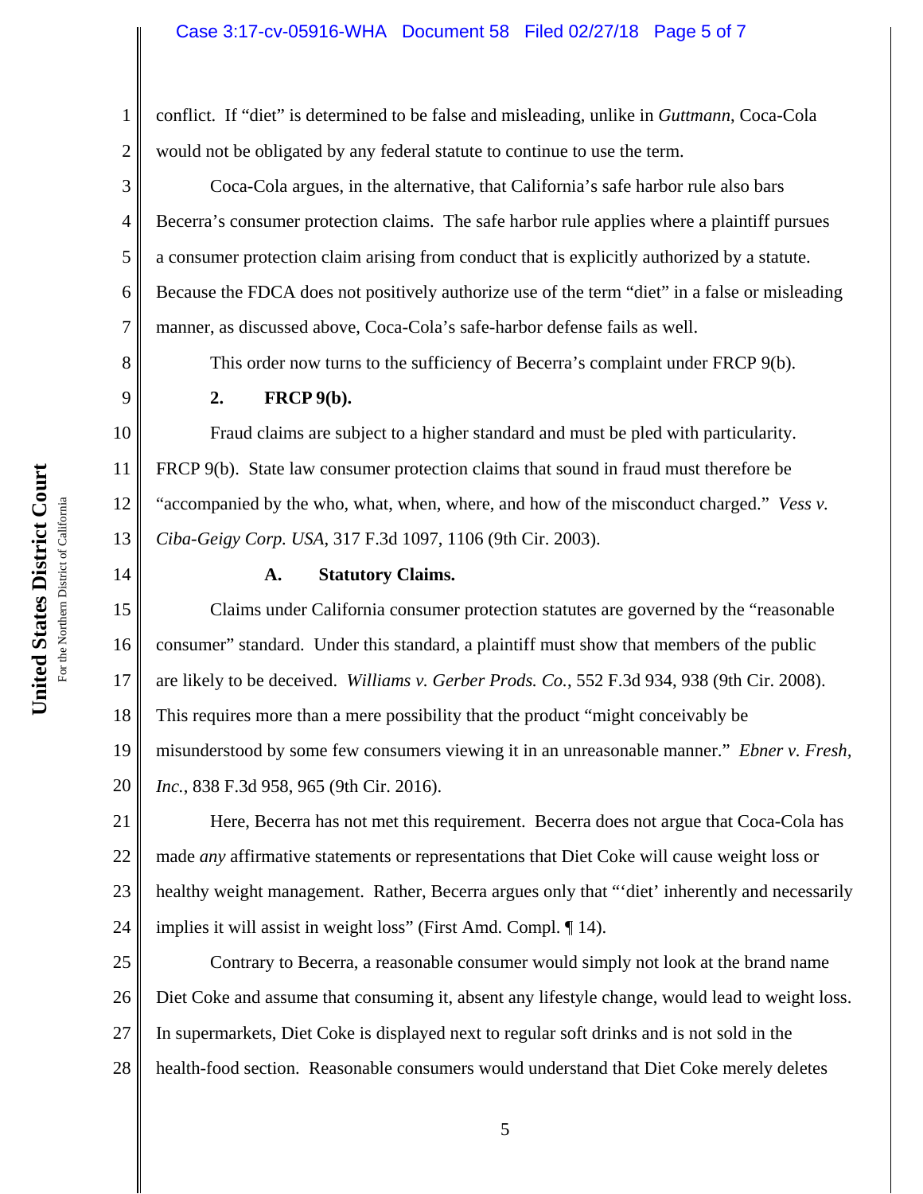conflict. If "diet" is determined to be false and misleading, unlike in *Guttmann*, Coca-Cola would not be obligated by any federal statute to continue to use the term.

Coca-Cola argues, in the alternative, that California's safe harbor rule also bars Becerra's consumer protection claims. The safe harbor rule applies where a plaintiff pursues a consumer protection claim arising from conduct that is explicitly authorized by a statute. Because the FDCA does not positively authorize use of the term "diet" in a false or misleading manner, as discussed above, Coca-Cola's safe-harbor defense fails as well.

This order now turns to the sufficiency of Becerra's complaint under FRCP 9(b).

**2. FRCP 9(b).**

Fraud claims are subject to a higher standard and must be pled with particularity. FRCP 9(b). State law consumer protection claims that sound in fraud must therefore be "accompanied by the who, what, when, where, and how of the misconduct charged." *Vess v. Ciba-Geigy Corp. USA*, 317 F.3d 1097, 1106 (9th Cir. 2003).

**A. Statutory Claims.**

Claims under California consumer protection statutes are governed by the "reasonable consumer" standard. Under this standard, a plaintiff must show that members of the public are likely to be deceived. *Williams v. Gerber Prods. Co.*, 552 F.3d 934, 938 (9th Cir. 2008). This requires more than a mere possibility that the product "might conceivably be misunderstood by some few consumers viewing it in an unreasonable manner." *Ebner v. Fresh, Inc.*, 838 F.3d 958, 965 (9th Cir. 2016).

Here, Becerra has not met this requirement. Becerra does not argue that Coca-Cola has made *any* affirmative statements or representations that Diet Coke will cause weight loss or healthy weight management. Rather, Becerra argues only that "'diet' inherently and necessarily implies it will assist in weight loss" (First Amd. Compl. ¶ 14).

Contrary to Becerra, a reasonable consumer would simply not look at the brand name Diet Coke and assume that consuming it, absent any lifestyle change, would lead to weight loss. In supermarkets, Diet Coke is displayed next to regular soft drinks and is not sold in the health-food section. Reasonable consumers would understand that Diet Coke merely deletes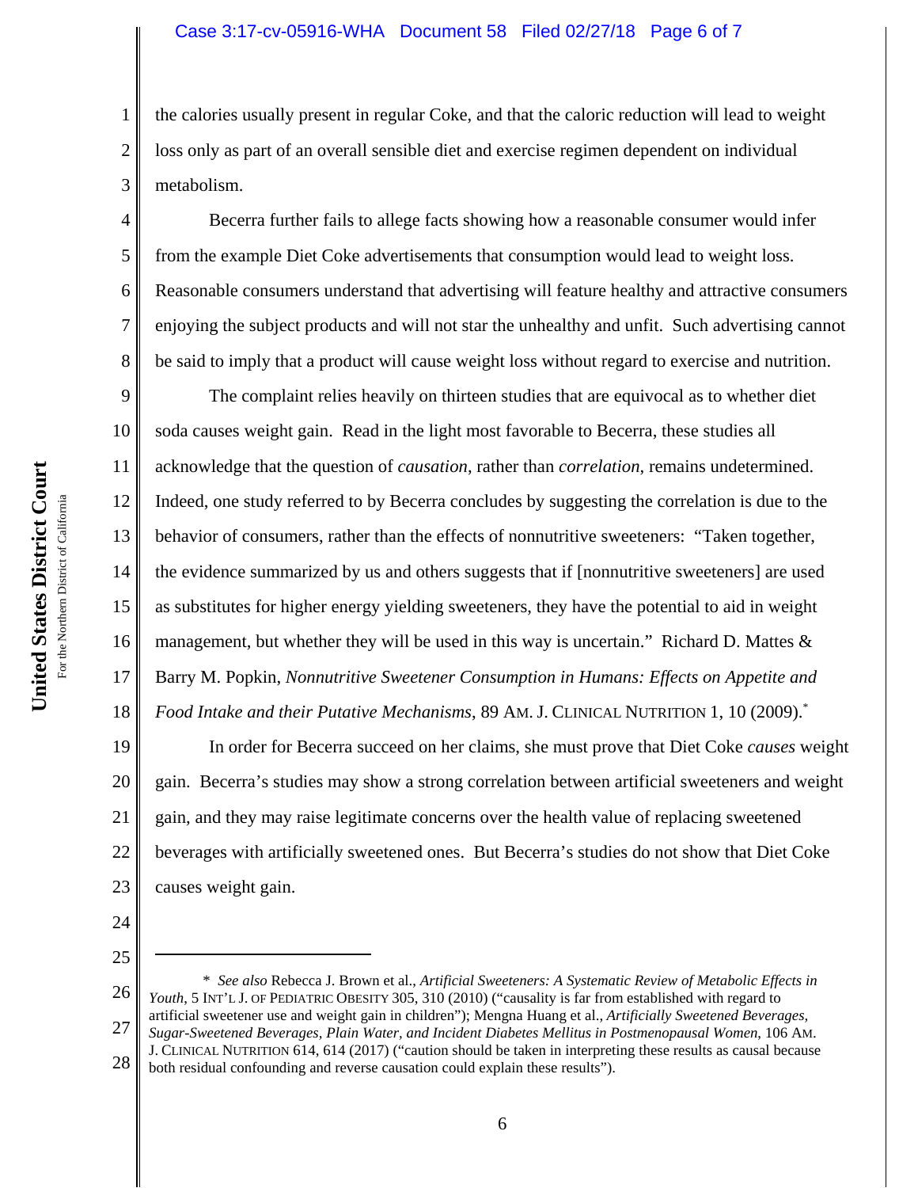the calories usually present in regular Coke, and that the caloric reduction will lead to weight loss only as part of an overall sensible diet and exercise regimen dependent on individual metabolism.

Becerra further fails to allege facts showing how a reasonable consumer would infer from the example Diet Coke advertisements that consumption would lead to weight loss. Reasonable consumers understand that advertising will feature healthy and attractive consumers enjoying the subject products and will not star the unhealthy and unfit. Such advertising cannot be said to imply that a product will cause weight loss without regard to exercise and nutrition.

The complaint relies heavily on thirteen studies that are equivocal as to whether diet soda causes weight gain. Read in the light most favorable to Becerra, these studies all acknowledge that the question of *causation*, rather than *correlation*, remains undetermined. Indeed, one study referred to by Becerra concludes by suggesting the correlation is due to the behavior of consumers, rather than the effects of nonnutritive sweeteners: "Taken together, the evidence summarized by us and others suggests that if [nonnutritive sweeteners] are used as substitutes for higher energy yielding sweeteners, they have the potential to aid in weight management, but whether they will be used in this way is uncertain." Richard D. Mattes & Barry M. Popkin, *Nonnutritive Sweetener Consumption in Humans: Effects on Appetite and Food Intake and their Putative Mechanisms*, 89 AM. J. CLINICAL NUTRITION 1, 10 (2009).*

In order for Becerra succeed on her claims, she must prove that Diet Coke *causes* weight gain. Becerra's studies may show a strong correlation between artificial sweeteners and weight gain, and they may raise legitimate concerns over the health value of replacing sweetened beverages with artificially sweetened ones. But Becerra's studies do not show that Diet Coke causes weight gain.

---

\* *See also* Rebecca J. Brown et al., *Artificial Sweeteners: A Systematic Review of Metabolic Effects in Youth*, 5 INT'L J. OF PEDIATRIC OBESITY 305, 310 (2010) ("causality is far from established with regard to artificial sweetener use and weight gain in children"); Mengna Huang et al., *Artificially Sweetened Beverages, Sugar-Sweetened Beverages, Plain Water, and Incident Diabetes Mellitus in Postmenopausal Women*, 106 AM. J. CLINICAL NUTRITION 614, 614 (2017) ("caution should be taken in interpreting these results as causal because both residual confounding and reverse causation could explain these results").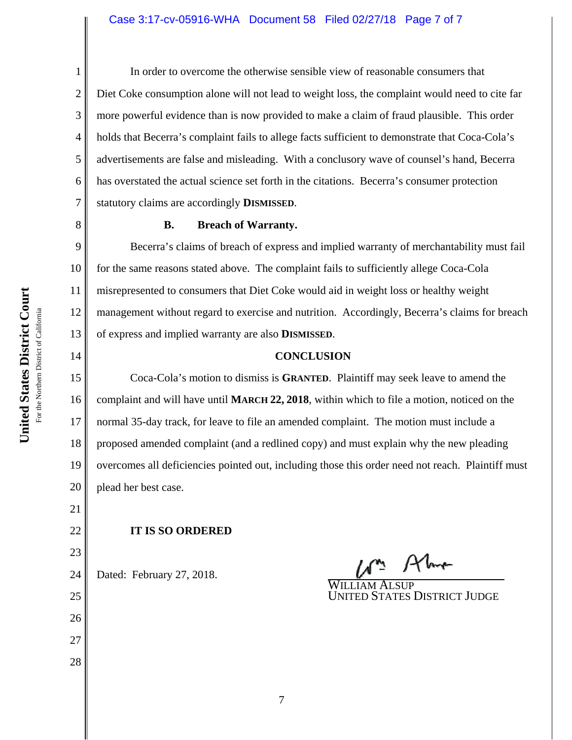In order to overcome the otherwise sensible view of reasonable consumers that Diet Coke consumption alone will not lead to weight loss, the complaint would need to cite far more powerful evidence than is now provided to make a claim of fraud plausible. This order holds that Becerra's complaint fails to allege facts sufficient to demonstrate that Coca-Cola's advertisements are false and misleading. With a conclusory wave of counsel's hand, Becerra has overstated the actual science set forth in the citations. Becerra's consumer protection statutory claims are accordingly **DISMISSED**.

### B. Breach of Warranty.

Becerra's claims of breach of express and implied warranty of merchantability must fail for the same reasons stated above. The complaint fails to sufficiently allege Coca-Cola misrepresented to consumers that Diet Coke would aid in weight loss or healthy weight management without regard to exercise and nutrition. Accordingly, Becerra's claims for breach of express and implied warranty are also **DISMISSED**.

## CONCLUSION

Coca-Cola's motion to dismiss is **GRANTED**. Plaintiff may seek leave to amend the complaint and will have until **MARCH 22, 2018**, within which to file a motion, noticed on the normal 35-day track, for leave to file an amended complaint. The motion must include a proposed amended complaint (and a redlined copy) and must explain why the new pleading overcomes all deficiencies pointed out, including those this order need not reach. Plaintiff must plead her best case.

**IT IS SO ORDERED**

Dated: February 27, 2018.

WILLIAM ALSUP
UNITED STATES DISTRICT JUDGE